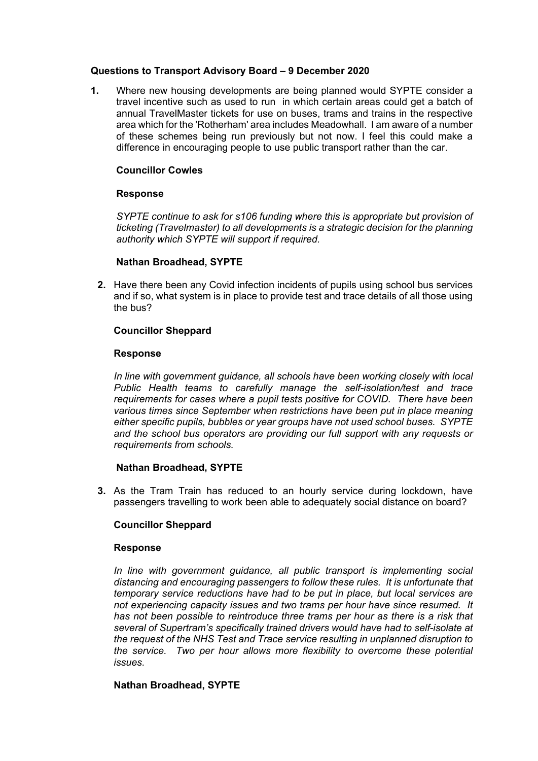**Questions to Transport Advisory Board – 9 December 2020**

**1.** Where new housing developments are being planned would SYPTE consider a travel incentive such as used to run in which certain areas could get a batch of annual TravelMaster tickets for use on buses, trams and trains in the respective area which for the 'Rotherham' area includes Meadowhall. I am aware of a number of these schemes being run previously but not now. I feel this could make a difference in encouraging people to use public transport rather than the car.

**Councillor Cowles**

**Response**

*SYPTE continue to ask for s106 funding where this is appropriate but provision of ticketing (Travelmaster) to all developments is a strategic decision for the planning authority which SYPTE will support if required.*

**Nathan Broadhead, SYPTE**

**2.** Have there been any Covid infection incidents of pupils using school bus services and if so, what system is in place to provide test and trace details of all those using the bus?

**Councillor Sheppard**

**Response**

*In line with government guidance, all schools have been working closely with local Public Health teams to carefully manage the self-isolation/test and trace requirements for cases where a pupil tests positive for COVID. There have been various times since September when restrictions have been put in place meaning either specific pupils, bubbles or year groups have not used school buses. SYPTE and the school bus operators are providing our full support with any requests or requirements from schools.*

**Nathan Broadhead, SYPTE**

**3.** As the Tram Train has reduced to an hourly service during lockdown, have passengers travelling to work been able to adequately social distance on board?

**Councillor Sheppard**

**Response**

*In line with government guidance, all public transport is implementing social distancing and encouraging passengers to follow these rules. It is unfortunate that temporary service reductions have had to be put in place, but local services are not experiencing capacity issues and two trams per hour have since resumed. It has not been possible to reintroduce three trams per hour as there is a risk that several of Supertram's specifically trained drivers would have had to self-isolate at the request of the NHS Test and Trace service resulting in unplanned disruption to the service. Two per hour allows more flexibility to overcome these potential issues.*

**Nathan Broadhead, SYPTE**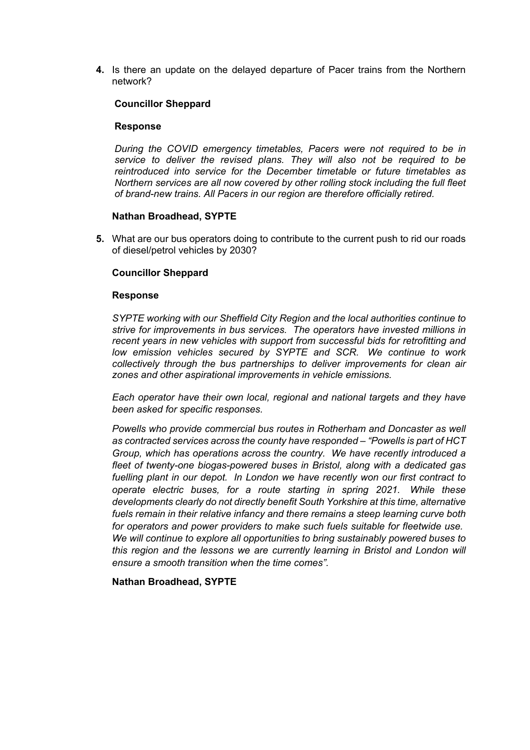**4.** Is there an update on the delayed departure of Pacer trains from the Northern network?

**Councillor Sheppard**

**Response**

*During the COVID emergency timetables, Pacers were not required to be in service to deliver the revised plans. They will also not be required to be reintroduced into service for the December timetable or future timetables as Northern services are all now covered by other rolling stock including the full fleet of brand-new trains. All Pacers in our region are therefore officially retired.*

**Nathan Broadhead, SYPTE**

**5.** What are our bus operators doing to contribute to the current push to rid our roads of diesel/petrol vehicles by 2030?

**Councillor Sheppard**

**Response**

*SYPTE working with our Sheffield City Region and the local authorities continue to strive for improvements in bus services. The operators have invested millions in recent years in new vehicles with support from successful bids for retrofitting and low emission vehicles secured by SYPTE and SCR. We continue to work collectively through the bus partnerships to deliver improvements for clean air zones and other aspirational improvements in vehicle emissions.*

*Each operator have their own local, regional and national targets and they have been asked for specific responses.*

*Powells who provide commercial bus routes in Rotherham and Doncaster as well as contracted services across the county have responded – "Powells is part of HCT Group, which has operations across the country. We have recently introduced a fleet of twenty-one biogas-powered buses in Bristol, along with a dedicated gas fuelling plant in our depot. In London we have recently won our first contract to operate electric buses, for a route starting in spring 2021. While these developments clearly do not directly benefit South Yorkshire at this time, alternative fuels remain in their relative infancy and there remains a steep learning curve both for operators and power providers to make such fuels suitable for fleetwide use. We will continue to explore all opportunities to bring sustainably powered buses to this region and the lessons we are currently learning in Bristol and London will ensure a smooth transition when the time comes".*

**Nathan Broadhead, SYPTE**